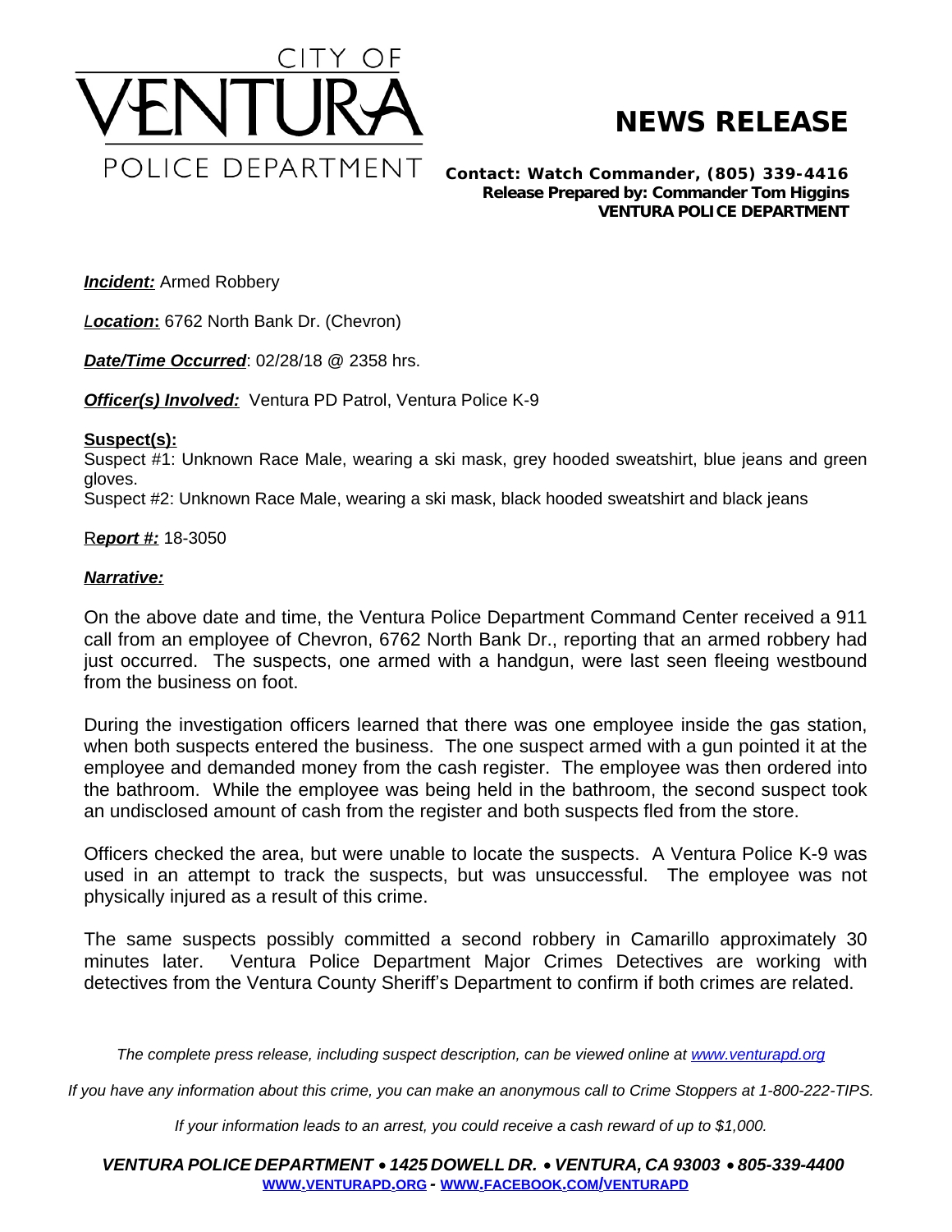CITY OF

VENTURA

POLICE DEPARTMENT

# NEWS RELEASE

**Contact: Watch Commander, (805) 339-4416**
**Release Prepared by: Commander Tom Higgins**
**VENTURA POLICE DEPARTMENT**

***Incident:*** Armed Robbery

***Location*:** 6762 North Bank Dr. (Chevron)

***Date/Time Occurred***: 02/28/18 @ 2358 hrs.

***Officer(s) Involved:*** Ventura PD Patrol, Ventura Police K-9

**Suspect(s):**
Suspect #1: Unknown Race Male, wearing a ski mask, grey hooded sweatshirt, blue jeans and green gloves.
Suspect #2: Unknown Race Male, wearing a ski mask, black hooded sweatshirt and black jeans

R***eport #:*** 18-3050

***Narrative:***

On the above date and time, the Ventura Police Department Command Center received a 911 call from an employee of Chevron, 6762 North Bank Dr., reporting that an armed robbery had just occurred. The suspects, one armed with a handgun, were last seen fleeing westbound from the business on foot.

During the investigation officers learned that there was one employee inside the gas station, when both suspects entered the business. The one suspect armed with a gun pointed it at the employee and demanded money from the cash register. The employee was then ordered into the bathroom. While the employee was being held in the bathroom, the second suspect took an undisclosed amount of cash from the register and both suspects fled from the store.

Officers checked the area, but were unable to locate the suspects. A Ventura Police K-9 was used in an attempt to track the suspects, but was unsuccessful. The employee was not physically injured as a result of this crime.

The same suspects possibly committed a second robbery in Camarillo approximately 30 minutes later. Ventura Police Department Major Crimes Detectives are working with detectives from the Ventura County Sheriff's Department to confirm if both crimes are related.

*The complete press release, including suspect description, can be viewed online at www.venturapd.org*

*If you have any information about this crime, you can make an anonymous call to Crime Stoppers at 1-800-222-TIPS.*

*If your information leads to an arrest, you could receive a cash reward of up to $1,000.*

***VENTURA POLICE DEPARTMENT • 1425 DOWELL DR. • VENTURA, CA 93003 • 805-339-4400***
**WWW.VENTURAPD.ORG - WWW.FACEBOOK.COM/VENTURAPD**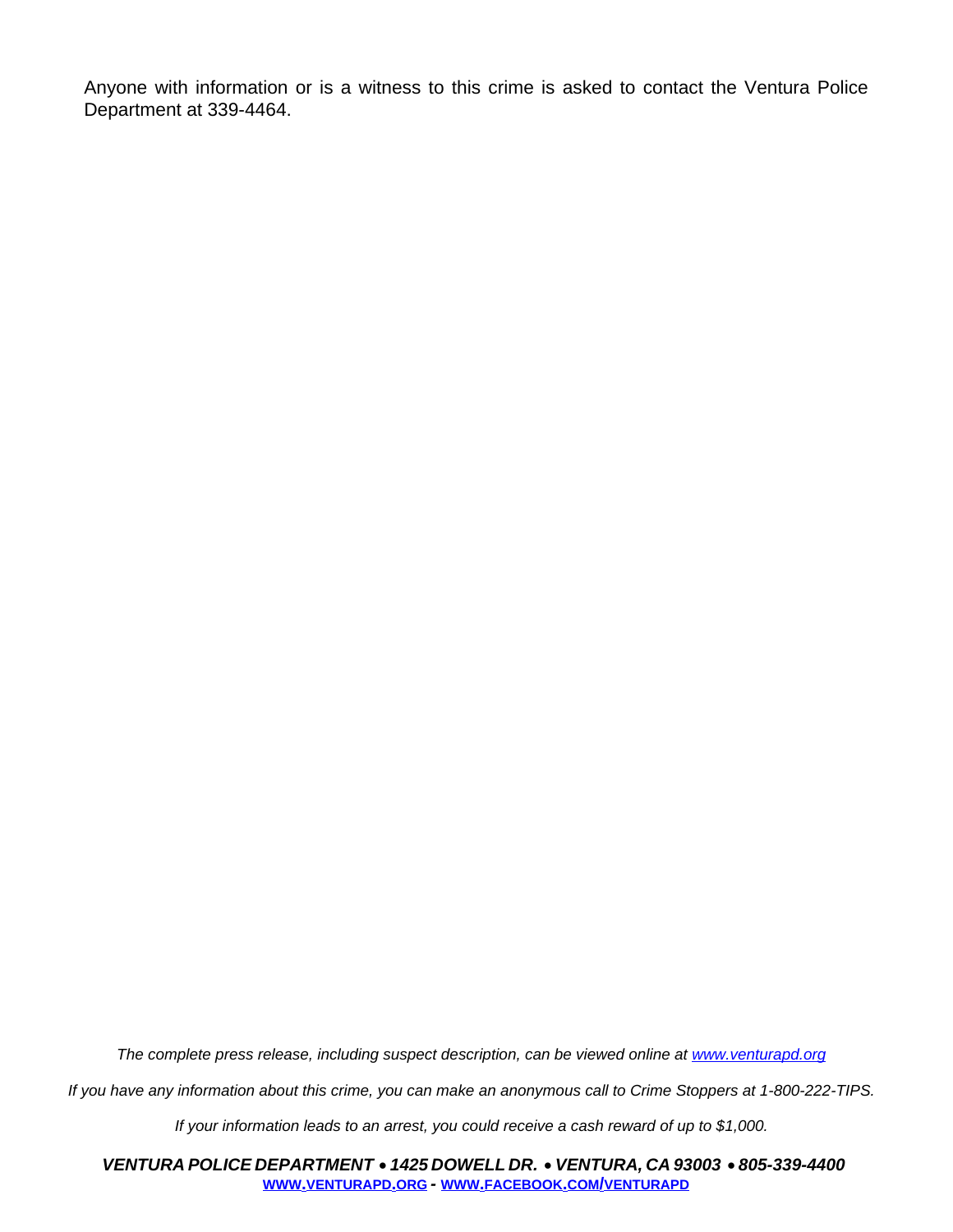Anyone with information or is a witness to this crime is asked to contact the Ventura Police Department at 339-4464.

*The complete press release, including suspect description, can be viewed online at [www.venturapd.org](http://www.venturapd.org)*

*If you have any information about this crime, you can make an anonymous call to Crime Stoppers at 1-800-222-TIPS.*

*If your information leads to an arrest, you could receive a cash reward of up to $1,000.*

***VENTURA POLICE DEPARTMENT • 1425 DOWELL DR. • VENTURA, CA 93003 • 805-339-4400***

**[WWW.VENTURAPD.ORG](http://www.venturapd.org) - [WWW.FACEBOOK.COM/VENTURAPD](http://www.facebook.com/venturapd)**